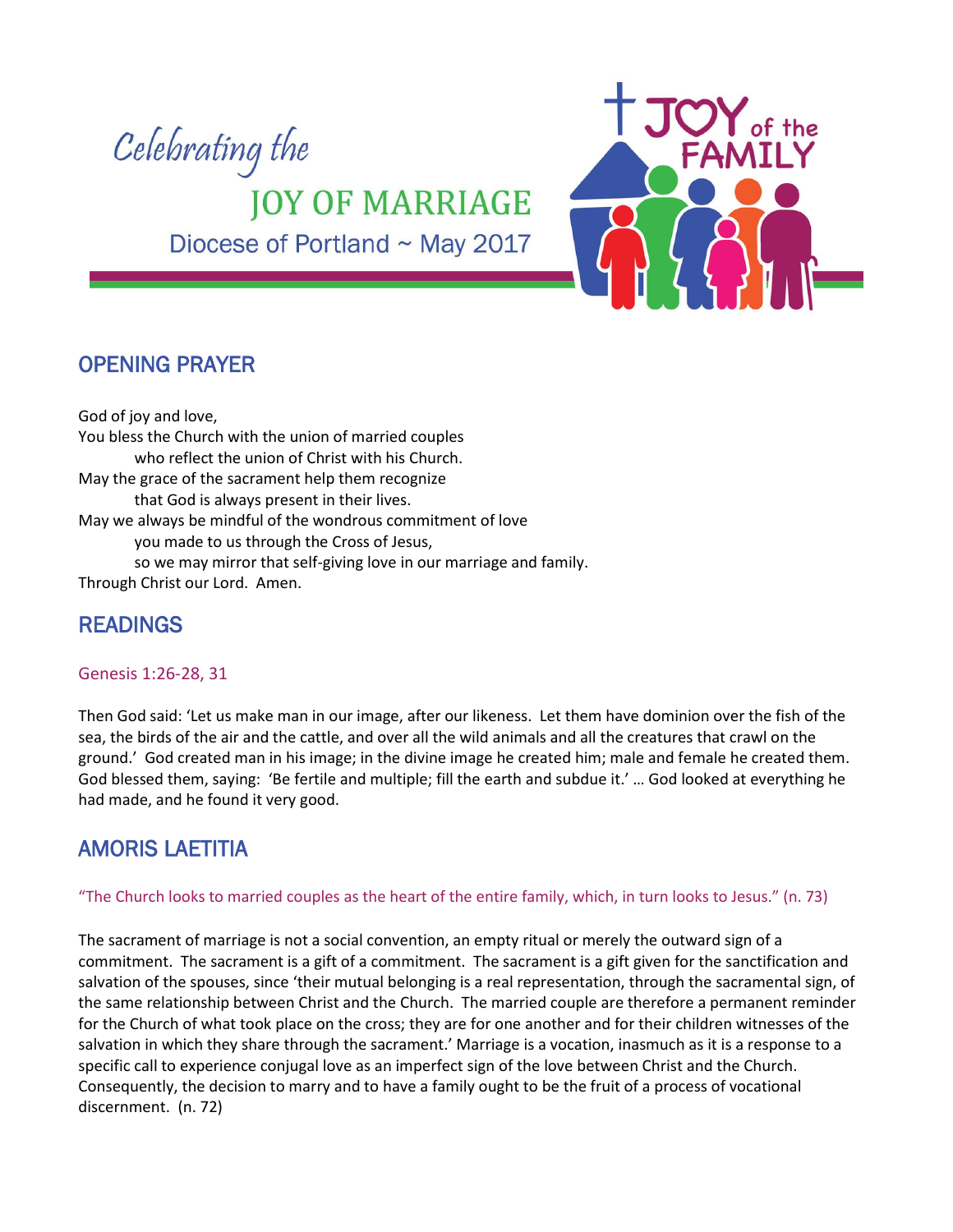# Celebrating the JOY OF MARRIAGE

Diocese of Portland ~ May 2017

JOY of the FAMILY

## OPENING PRAYER

God of joy and love,
You bless the Church with the union of married couples
    who reflect the union of Christ with his Church.
May the grace of the sacrament help them recognize
    that God is always present in their lives.
May we always be mindful of the wondrous commitment of love
    you made to us through the Cross of Jesus,
    so we may mirror that self-giving love in our marriage and family.
Through Christ our Lord. Amen.

## READINGS

### Genesis 1:26-28, 31

Then God said: 'Let us make man in our image, after our likeness. Let them have dominion over the fish of the sea, the birds of the air and the cattle, and over all the wild animals and all the creatures that crawl on the ground.' God created man in his image; in the divine image he created him; male and female he created them. God blessed them, saying: 'Be fertile and multiple; fill the earth and subdue it.' … God looked at everything he had made, and he found it very good.

## AMORIS LAETITIA

### "The Church looks to married couples as the heart of the entire family, which, in turn looks to Jesus." (n. 73)

The sacrament of marriage is not a social convention, an empty ritual or merely the outward sign of a commitment. The sacrament is a gift of a commitment. The sacrament is a gift given for the sanctification and salvation of the spouses, since 'their mutual belonging is a real representation, through the sacramental sign, of the same relationship between Christ and the Church. The married couple are therefore a permanent reminder for the Church of what took place on the cross; they are for one another and for their children witnesses of the salvation in which they share through the sacrament.' Marriage is a vocation, inasmuch as it is a response to a specific call to experience conjugal love as an imperfect sign of the love between Christ and the Church. Consequently, the decision to marry and to have a family ought to be the fruit of a process of vocational discernment. (n. 72)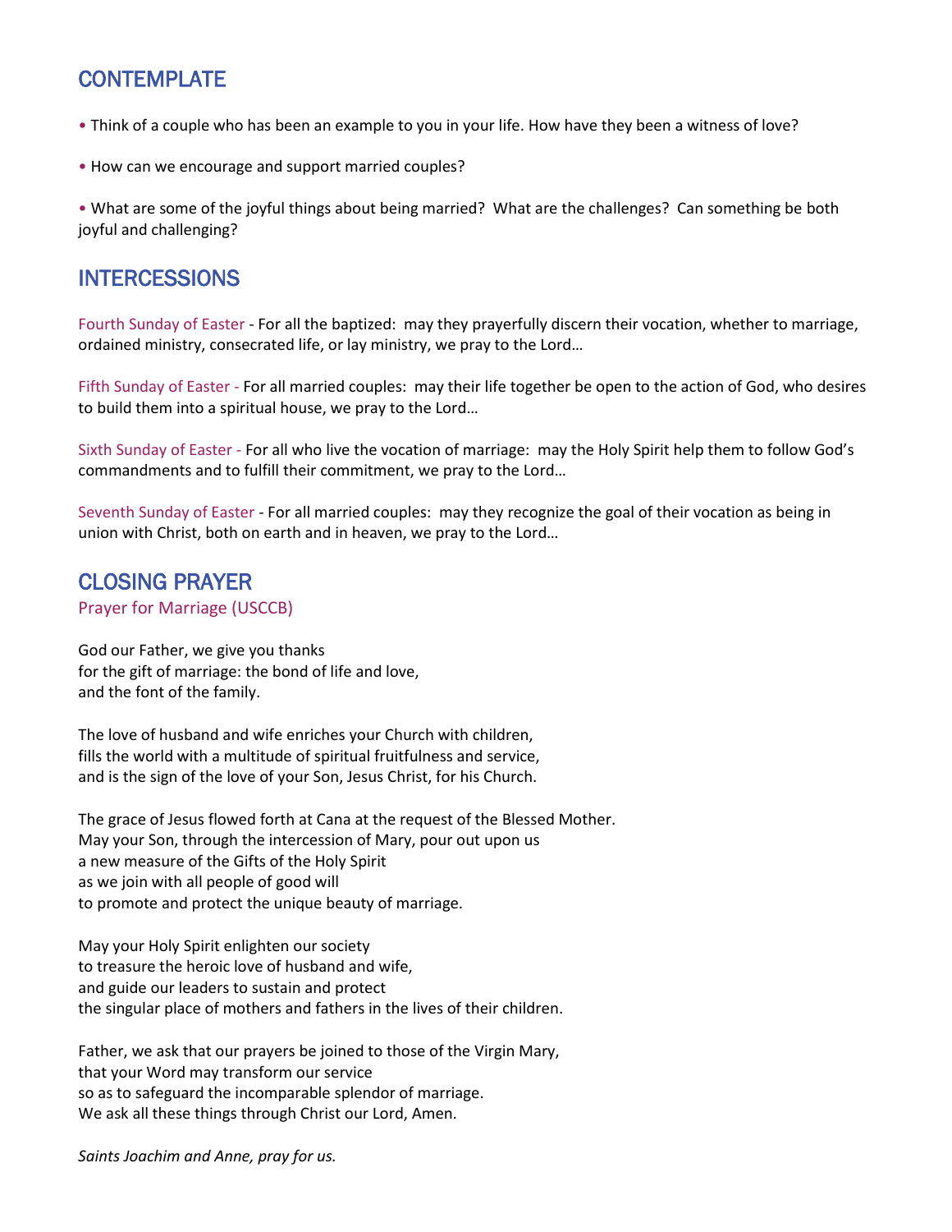## CONTEMPLATE

- Think of a couple who has been an example to you in your life. How have they been a witness of love?
- How can we encourage and support married couples?
- What are some of the joyful things about being married? What are the challenges? Can something be both joyful and challenging?

## INTERCESSIONS

Fourth Sunday of Easter - For all the baptized: may they prayerfully discern their vocation, whether to marriage, ordained ministry, consecrated life, or lay ministry, we pray to the Lord…

Fifth Sunday of Easter - For all married couples: may their life together be open to the action of God, who desires to build them into a spiritual house, we pray to the Lord…

Sixth Sunday of Easter - For all who live the vocation of marriage: may the Holy Spirit help them to follow God's commandments and to fulfill their commitment, we pray to the Lord…

Seventh Sunday of Easter - For all married couples: may they recognize the goal of their vocation as being in union with Christ, both on earth and in heaven, we pray to the Lord…

## CLOSING PRAYER

Prayer for Marriage (USCCB)

God our Father, we give you thanks
for the gift of marriage: the bond of life and love,
and the font of the family.

The love of husband and wife enriches your Church with children,
fills the world with a multitude of spiritual fruitfulness and service,
and is the sign of the love of your Son, Jesus Christ, for his Church.

The grace of Jesus flowed forth at Cana at the request of the Blessed Mother.
May your Son, through the intercession of Mary, pour out upon us
a new measure of the Gifts of the Holy Spirit
as we join with all people of good will
to promote and protect the unique beauty of marriage.

May your Holy Spirit enlighten our society
to treasure the heroic love of husband and wife,
and guide our leaders to sustain and protect
the singular place of mothers and fathers in the lives of their children.

Father, we ask that our prayers be joined to those of the Virgin Mary,
that your Word may transform our service
so as to safeguard the incomparable splendor of marriage.
We ask all these things through Christ our Lord, Amen.

*Saints Joachim and Anne, pray for us.*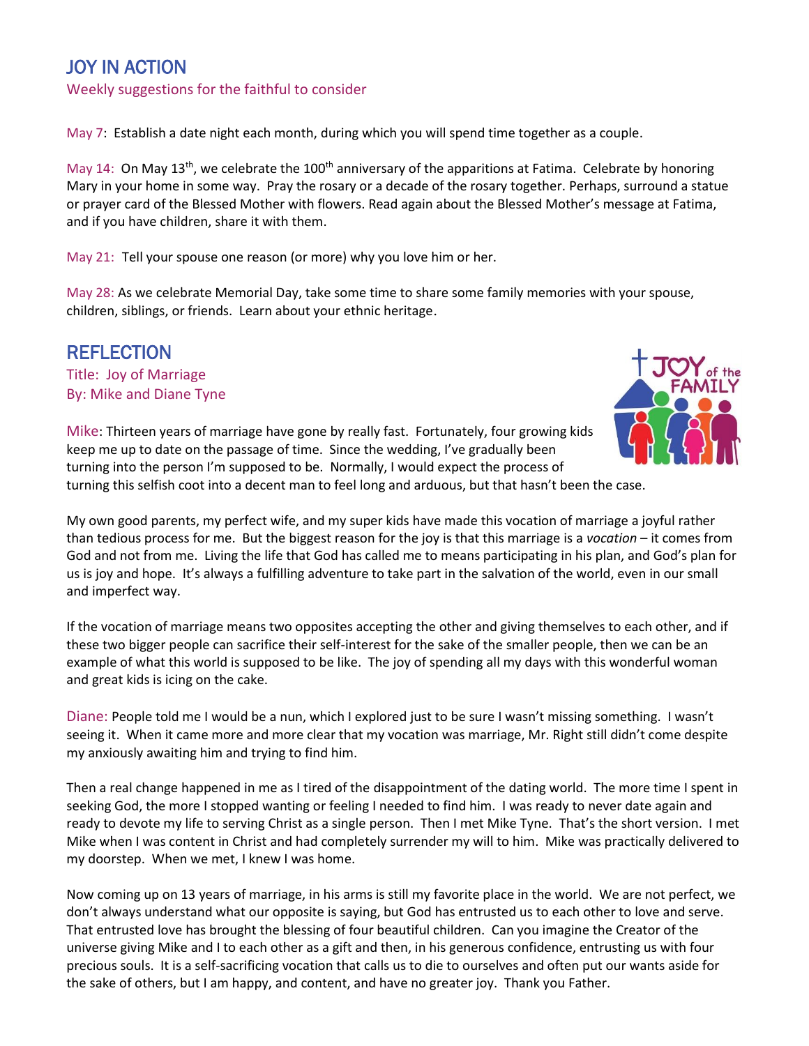## JOY IN ACTION

Weekly suggestions for the faithful to consider

May 7: Establish a date night each month, during which you will spend time together as a couple.

May 14: On May 13th, we celebrate the 100th anniversary of the apparitions at Fatima. Celebrate by honoring Mary in your home in some way. Pray the rosary or a decade of the rosary together. Perhaps, surround a statue or prayer card of the Blessed Mother with flowers. Read again about the Blessed Mother's message at Fatima, and if you have children, share it with them.

May 21: Tell your spouse one reason (or more) why you love him or her.

May 28: As we celebrate Memorial Day, take some time to share some family memories with your spouse, children, siblings, or friends. Learn about your ethnic heritage.

## REFLECTION

Title: Joy of Marriage
By: Mike and Diane Tyne

Mike: Thirteen years of marriage have gone by really fast. Fortunately, four growing kids keep me up to date on the passage of time. Since the wedding, I've gradually been turning into the person I'm supposed to be. Normally, I would expect the process of turning this selfish coot into a decent man to feel long and arduous, but that hasn't been the case.

My own good parents, my perfect wife, and my super kids have made this vocation of marriage a joyful rather than tedious process for me. But the biggest reason for the joy is that this marriage is a *vocation* – it comes from God and not from me. Living the life that God has called me to means participating in his plan, and God's plan for us is joy and hope. It's always a fulfilling adventure to take part in the salvation of the world, even in our small and imperfect way.

If the vocation of marriage means two opposites accepting the other and giving themselves to each other, and if these two bigger people can sacrifice their self-interest for the sake of the smaller people, then we can be an example of what this world is supposed to be like. The joy of spending all my days with this wonderful woman and great kids is icing on the cake.

Diane: People told me I would be a nun, which I explored just to be sure I wasn't missing something. I wasn't seeing it. When it came more and more clear that my vocation was marriage, Mr. Right still didn't come despite my anxiously awaiting him and trying to find him.

Then a real change happened in me as I tired of the disappointment of the dating world. The more time I spent in seeking God, the more I stopped wanting or feeling I needed to find him. I was ready to never date again and ready to devote my life to serving Christ as a single person. Then I met Mike Tyne. That's the short version. I met Mike when I was content in Christ and had completely surrender my will to him. Mike was practically delivered to my doorstep. When we met, I knew I was home.

Now coming up on 13 years of marriage, in his arms is still my favorite place in the world. We are not perfect, we don't always understand what our opposite is saying, but God has entrusted us to each other to love and serve. That entrusted love has brought the blessing of four beautiful children. Can you imagine the Creator of the universe giving Mike and I to each other as a gift and then, in his generous confidence, entrusting us with four precious souls. It is a self-sacrificing vocation that calls us to die to ourselves and often put our wants aside for the sake of others, but I am happy, and content, and have no greater joy. Thank you Father.